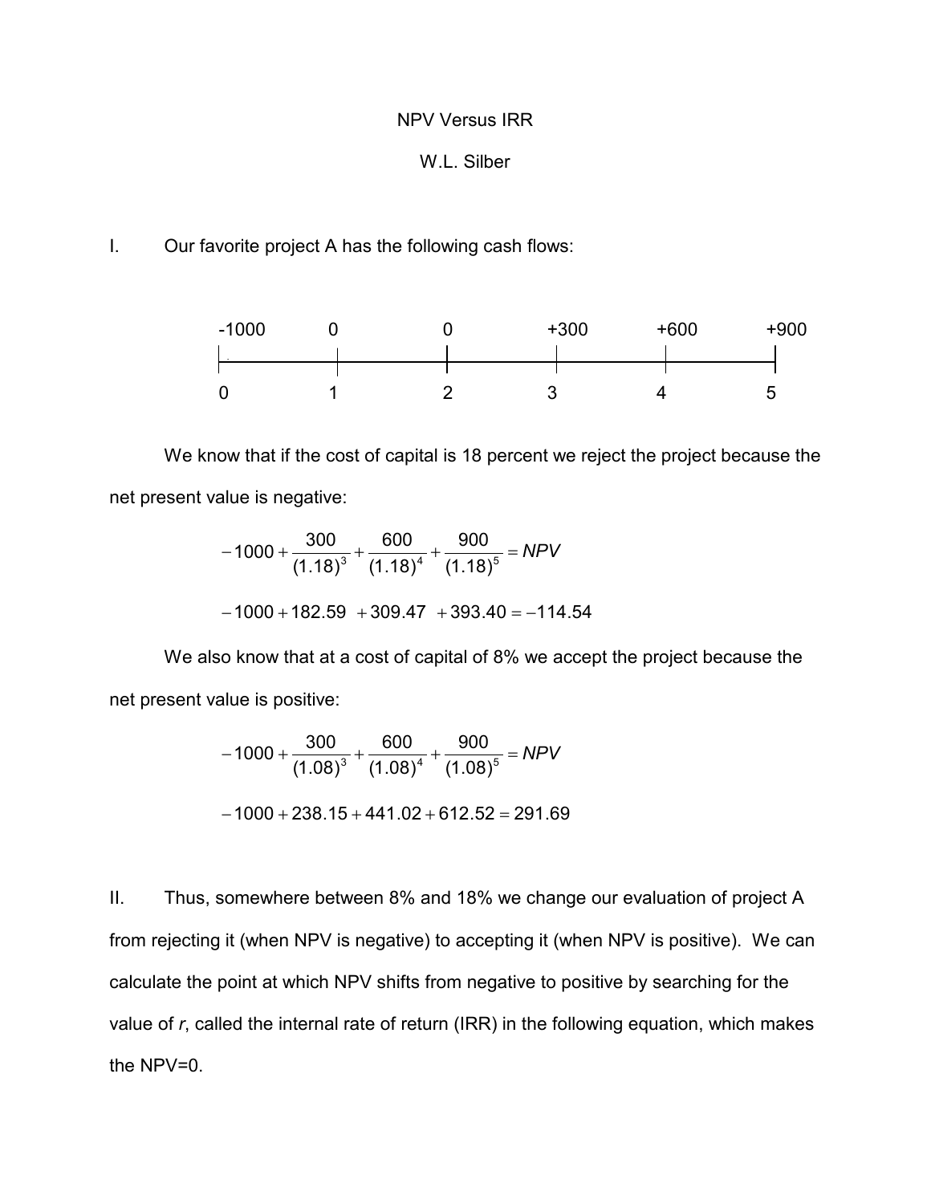# NPV Versus IRR

W.L. Silber

I. Our favorite project A has the following cash flows:

| Time | 0 | 1 | 2 | 3 | 4 | 5 |
|---|---|---|---|---|---|---|
| Cash flow | -1000 | 0 | 0 | +300 | +600 | +900 |

We know that if the cost of capital is 18 percent we reject the project because the net present value is negative:

$$-1000 + \frac{300}{(1.18)^3} + \frac{600}{(1.18)^4} + \frac{900}{(1.18)^5} = NPV$$

$$-1000 + 182.59 \ + 309.47 \ + 393.40 = -114.54$$

We also know that at a cost of capital of 8% we accept the project because the net present value is positive:

$$-1000 + \frac{300}{(1.08)^3} + \frac{600}{(1.08)^4} + \frac{900}{(1.08)^5} = NPV$$

$$-1000 + 238.15 + 441.02 + 612.52 = 291.69$$

II. Thus, somewhere between 8% and 18% we change our evaluation of project A from rejecting it (when NPV is negative) to accepting it (when NPV is positive). We can calculate the point at which NPV shifts from negative to positive by searching for the value of *r*, called the internal rate of return (IRR) in the following equation, which makes the NPV=0.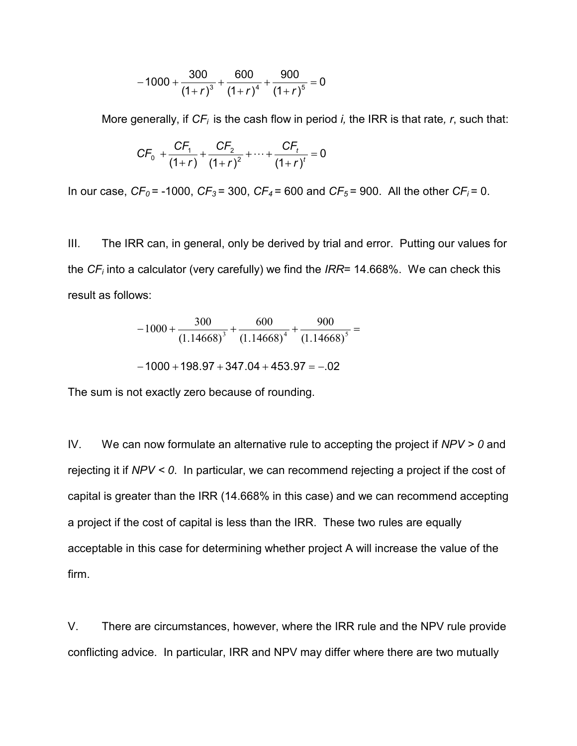$$-1000+\frac{300}{(1+r)^3}+\frac{600}{(1+r)^4}+\frac{900}{(1+r)^5}=0$$

More generally, if $CF_i$ is the cash flow in period *i,* the IRR is that rate*, r*, such that:

$$CF_0+\frac{CF_1}{(1+r)}+\frac{CF_2}{(1+r)^2}+\cdots+\frac{CF_t}{(1+r)^t}=0$$

In our case, $CF_0$ = -1000, $CF_3$ = 300, $CF_4$ = 600 and $CF_5$ = 900. All the other $CF_i$ = 0.

III. The IRR can, in general, only be derived by trial and error. Putting our values for the $CF_i$ into a calculator (very carefully) we find the *IRR*= 14.668%. We can check this result as follows:

$$-1000+\frac{300}{(1.14668)^3}+\frac{600}{(1.14668)^4}+\frac{900}{(1.14668)^5}=$$

$$-1000+198.97+347.04+453.97=-.02$$

The sum is not exactly zero because of rounding.

IV. We can now formulate an alternative rule to accepting the project if *NPV > 0* and rejecting it if *NPV < 0*. In particular, we can recommend rejecting a project if the cost of capital is greater than the IRR (14.668% in this case) and we can recommend accepting a project if the cost of capital is less than the IRR. These two rules are equally acceptable in this case for determining whether project A will increase the value of the firm.

V. There are circumstances, however, where the IRR rule and the NPV rule provide conflicting advice. In particular, IRR and NPV may differ where there are two mutually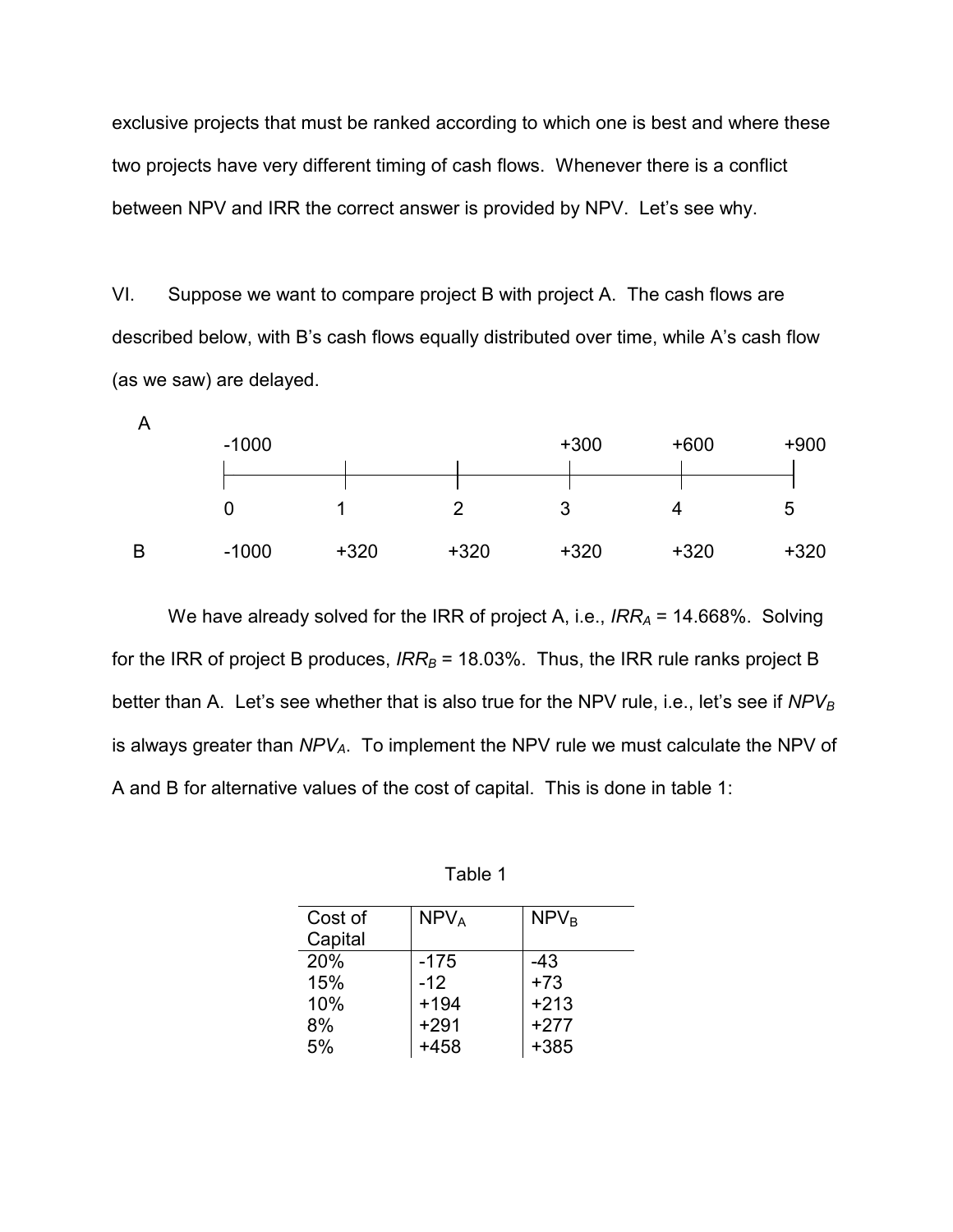exclusive projects that must be ranked according to which one is best and where these two projects have very different timing of cash flows. Whenever there is a conflict between NPV and IRR the correct answer is provided by NPV. Let's see why.

VI. Suppose we want to compare project B with project A. The cash flows are described below, with B's cash flows equally distributed over time, while A's cash flow (as we saw) are delayed.

| | 0 | 1 | 2 | 3 | 4 | 5 |
|---|---|---|---|---|---|---|
| A | -1000 | | | +300 | +600 | +900 |
| B | -1000 | +320 | +320 | +320 | +320 | +320 |

We have already solved for the IRR of project A, i.e., $IRR_A$ = 14.668%. Solving for the IRR of project B produces, $IRR_B$ = 18.03%. Thus, the IRR rule ranks project B better than A. Let's see whether that is also true for the NPV rule, i.e., let's see if $NPV_B$ is always greater than $NPV_A$. To implement the NPV rule we must calculate the NPV of A and B for alternative values of the cost of capital. This is done in table 1:

Table 1

| Cost of Capital | $NPV_A$ | $NPV_B$ |
|---|---|---|
| 20% | -175 | -43 |
| 15% | -12 | +73 |
| 10% | +194 | +213 |
| 8% | +291 | +277 |
| 5% | +458 | +385 |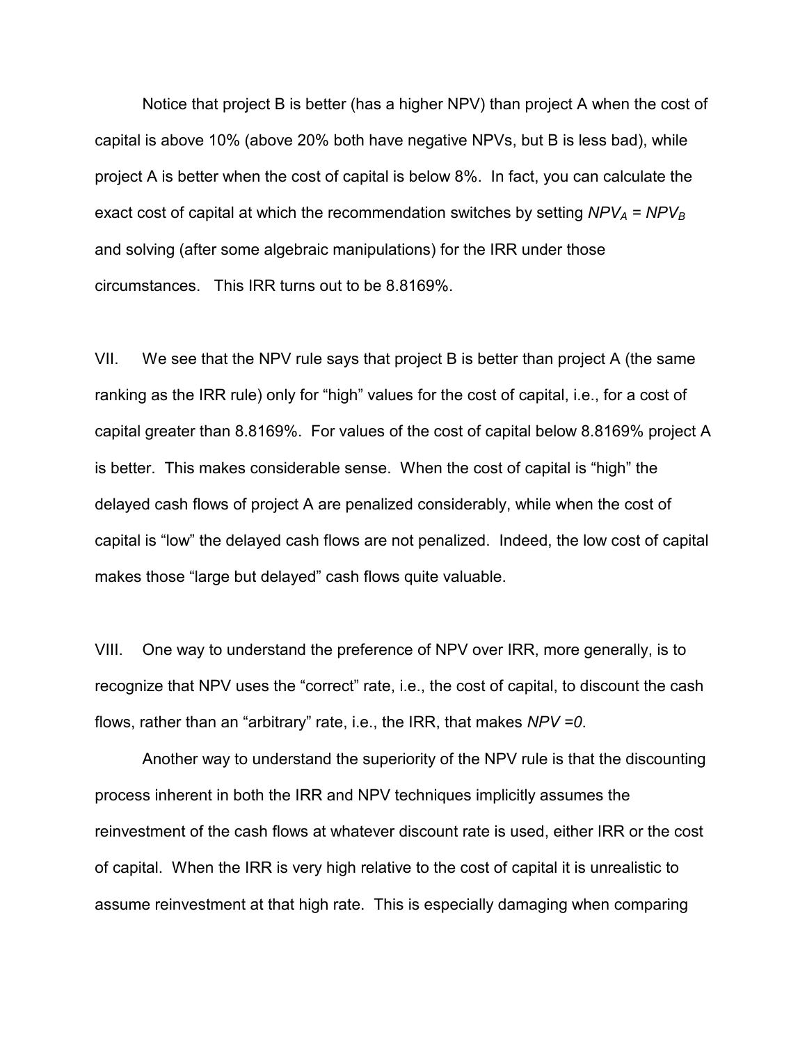Notice that project B is better (has a higher NPV) than project A when the cost of capital is above 10% (above 20% both have negative NPVs, but B is less bad), while project A is better when the cost of capital is below 8%. In fact, you can calculate the exact cost of capital at which the recommendation switches by setting $NPV_A = NPV_B$ and solving (after some algebraic manipulations) for the IRR under those circumstances. This IRR turns out to be 8.8169%.

VII. We see that the NPV rule says that project B is better than project A (the same ranking as the IRR rule) only for "high" values for the cost of capital, i.e., for a cost of capital greater than 8.8169%. For values of the cost of capital below 8.8169% project A is better. This makes considerable sense. When the cost of capital is "high" the delayed cash flows of project A are penalized considerably, while when the cost of capital is "low" the delayed cash flows are not penalized. Indeed, the low cost of capital makes those "large but delayed" cash flows quite valuable.

VIII. One way to understand the preference of NPV over IRR, more generally, is to recognize that NPV uses the "correct" rate, i.e., the cost of capital, to discount the cash flows, rather than an "arbitrary" rate, i.e., the IRR, that makes $NPV = 0$.

Another way to understand the superiority of the NPV rule is that the discounting process inherent in both the IRR and NPV techniques implicitly assumes the reinvestment of the cash flows at whatever discount rate is used, either IRR or the cost of capital. When the IRR is very high relative to the cost of capital it is unrealistic to assume reinvestment at that high rate. This is especially damaging when comparing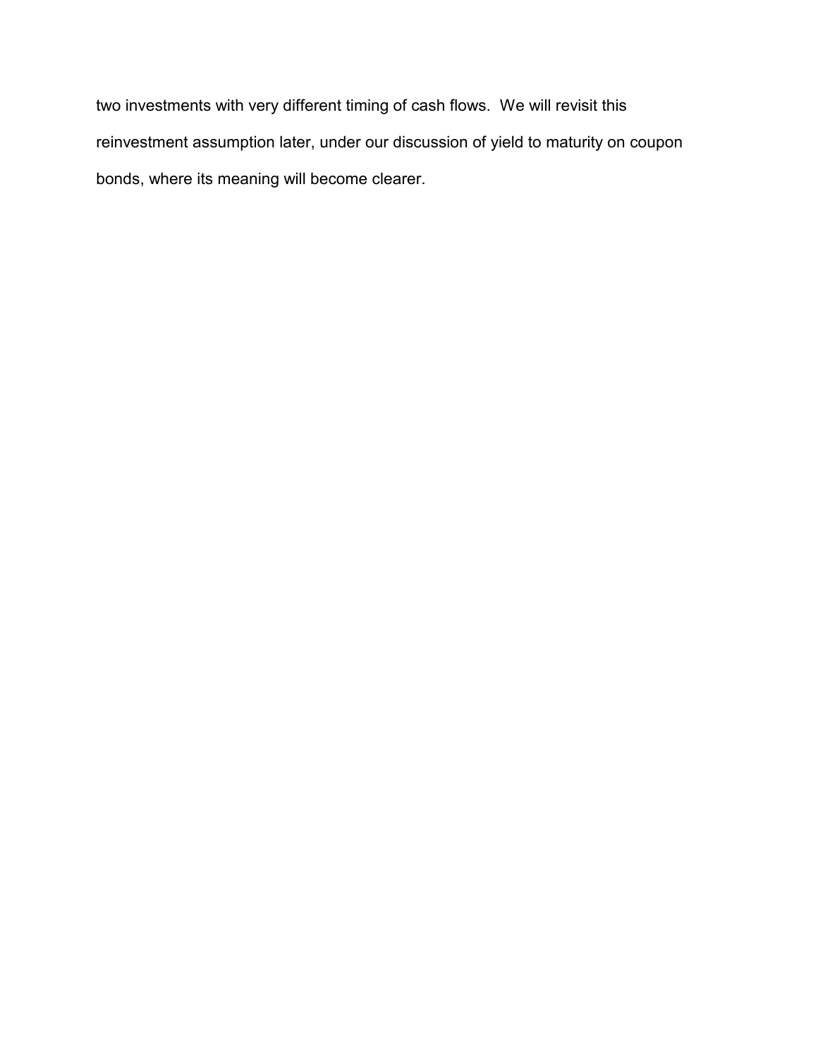two investments with very different timing of cash flows. We will revisit this reinvestment assumption later, under our discussion of yield to maturity on coupon bonds, where its meaning will become clearer.